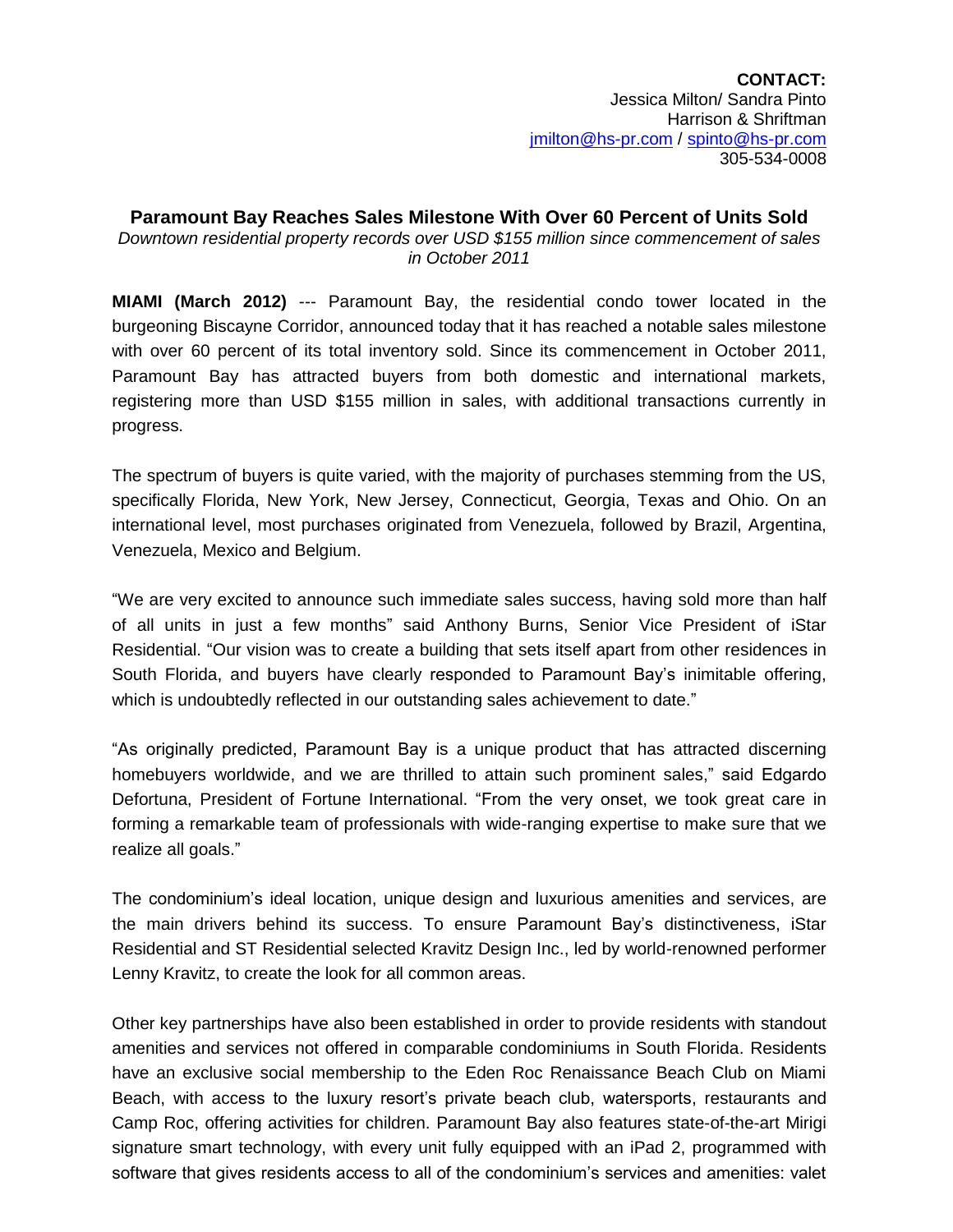**CONTACT:**
Jessica Milton/ Sandra Pinto
Harrison & Shriftman
jmilton@hs-pr.com / spinto@hs-pr.com
305-534-0008

## Paramount Bay Reaches Sales Milestone With Over 60 Percent of Units Sold

*Downtown residential property records over USD $155 million since commencement of sales in October 2011*

**MIAMI (March 2012)** --- Paramount Bay, the residential condo tower located in the burgeoning Biscayne Corridor, announced today that it has reached a notable sales milestone with over 60 percent of its total inventory sold. Since its commencement in October 2011, Paramount Bay has attracted buyers from both domestic and international markets, registering more than USD $155 million in sales, with additional transactions currently in progress.

The spectrum of buyers is quite varied, with the majority of purchases stemming from the US, specifically Florida, New York, New Jersey, Connecticut, Georgia, Texas and Ohio. On an international level, most purchases originated from Venezuela, followed by Brazil, Argentina, Venezuela, Mexico and Belgium.

"We are very excited to announce such immediate sales success, having sold more than half of all units in just a few months" said Anthony Burns, Senior Vice President of iStar Residential. "Our vision was to create a building that sets itself apart from other residences in South Florida, and buyers have clearly responded to Paramount Bay's inimitable offering, which is undoubtedly reflected in our outstanding sales achievement to date."

"As originally predicted, Paramount Bay is a unique product that has attracted discerning homebuyers worldwide, and we are thrilled to attain such prominent sales," said Edgardo Defortuna, President of Fortune International. "From the very onset, we took great care in forming a remarkable team of professionals with wide-ranging expertise to make sure that we realize all goals."

The condominium's ideal location, unique design and luxurious amenities and services, are the main drivers behind its success. To ensure Paramount Bay's distinctiveness, iStar Residential and ST Residential selected Kravitz Design Inc., led by world-renowned performer Lenny Kravitz, to create the look for all common areas.

Other key partnerships have also been established in order to provide residents with standout amenities and services not offered in comparable condominiums in South Florida. Residents have an exclusive social membership to the Eden Roc Renaissance Beach Club on Miami Beach, with access to the luxury resort's private beach club, watersports, restaurants and Camp Roc, offering activities for children. Paramount Bay also features state-of-the-art Mirigi signature smart technology, with every unit fully equipped with an iPad 2, programmed with software that gives residents access to all of the condominium's services and amenities: valet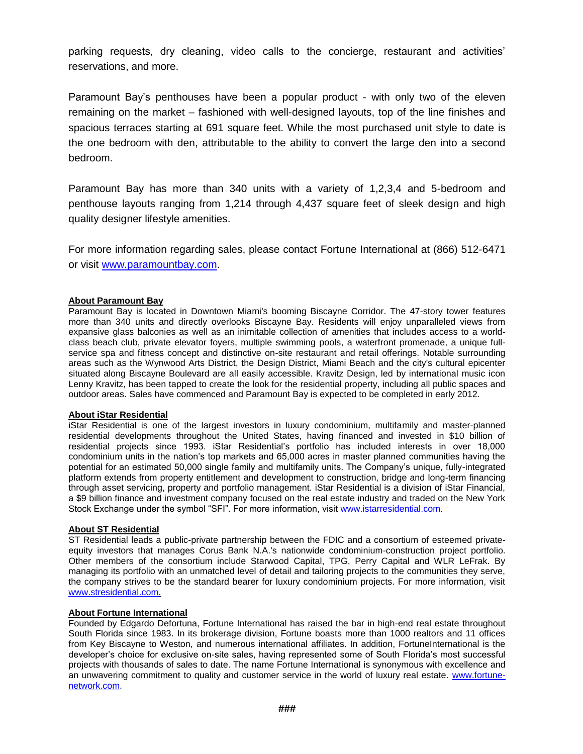parking requests, dry cleaning, video calls to the concierge, restaurant and activities' reservations, and more.

Paramount Bay's penthouses have been a popular product - with only two of the eleven remaining on the market – fashioned with well-designed layouts, top of the line finishes and spacious terraces starting at 691 square feet. While the most purchased unit style to date is the one bedroom with den, attributable to the ability to convert the large den into a second bedroom.

Paramount Bay has more than 340 units with a variety of 1,2,3,4 and 5-bedroom and penthouse layouts ranging from 1,214 through 4,437 square feet of sleek design and high quality designer lifestyle amenities.

For more information regarding sales, please contact Fortune International at (866) 512-6471 or visit [www.paramountbay.com](http://www.paramountbay.com).

**About Paramount Bay**

Paramount Bay is located in Downtown Miami's booming Biscayne Corridor. The 47-story tower features more than 340 units and directly overlooks Biscayne Bay. Residents will enjoy unparalleled views from expansive glass balconies as well as an inimitable collection of amenities that includes access to a world-class beach club, private elevator foyers, multiple swimming pools, a waterfront promenade, a unique full-service spa and fitness concept and distinctive on-site restaurant and retail offerings. Notable surrounding areas such as the Wynwood Arts District, the Design District, Miami Beach and the city's cultural epicenter situated along Biscayne Boulevard are all easily accessible. Kravitz Design, led by international music icon Lenny Kravitz, has been tapped to create the look for the residential property, including all public spaces and outdoor areas. Sales have commenced and Paramount Bay is expected to be completed in early 2012.

**About iStar Residential**

iStar Residential is one of the largest investors in luxury condominium, multifamily and master-planned residential developments throughout the United States, having financed and invested in $10 billion of residential projects since 1993. iStar Residential's portfolio has included interests in over 18,000 condominium units in the nation's top markets and 65,000 acres in master planned communities having the potential for an estimated 50,000 single family and multifamily units. The Company's unique, fully-integrated platform extends from property entitlement and development to construction, bridge and long-term financing through asset servicing, property and portfolio management. iStar Residential is a division of iStar Financial, a $9 billion finance and investment company focused on the real estate industry and traded on the New York Stock Exchange under the symbol "SFI". For more information, visit www.istarresidential.com.

**About ST Residential**

ST Residential leads a public-private partnership between the FDIC and a consortium of esteemed private-equity investors that manages Corus Bank N.A.'s nationwide condominium-construction project portfolio. Other members of the consortium include Starwood Capital, TPG, Perry Capital and WLR LeFrak. By managing its portfolio with an unmatched level of detail and tailoring projects to the communities they serve, the company strives to be the standard bearer for luxury condominium projects. For more information, visit [www.stresidential.com](http://www.stresidential.com).

**About Fortune International**

Founded by Edgardo Defortuna, Fortune International has raised the bar in high-end real estate throughout South Florida since 1983. In its brokerage division, Fortune boasts more than 1000 realtors and 11 offices from Key Biscayne to Weston, and numerous international affiliates. In addition, FortuneInternational is the developer's choice for exclusive on-site sales, having represented some of South Florida's most successful projects with thousands of sales to date. The name Fortune International is synonymous with excellence and an unwavering commitment to quality and customer service in the world of luxury real estate. [www.fortune-network.com](http://www.fortune-network.com).

###